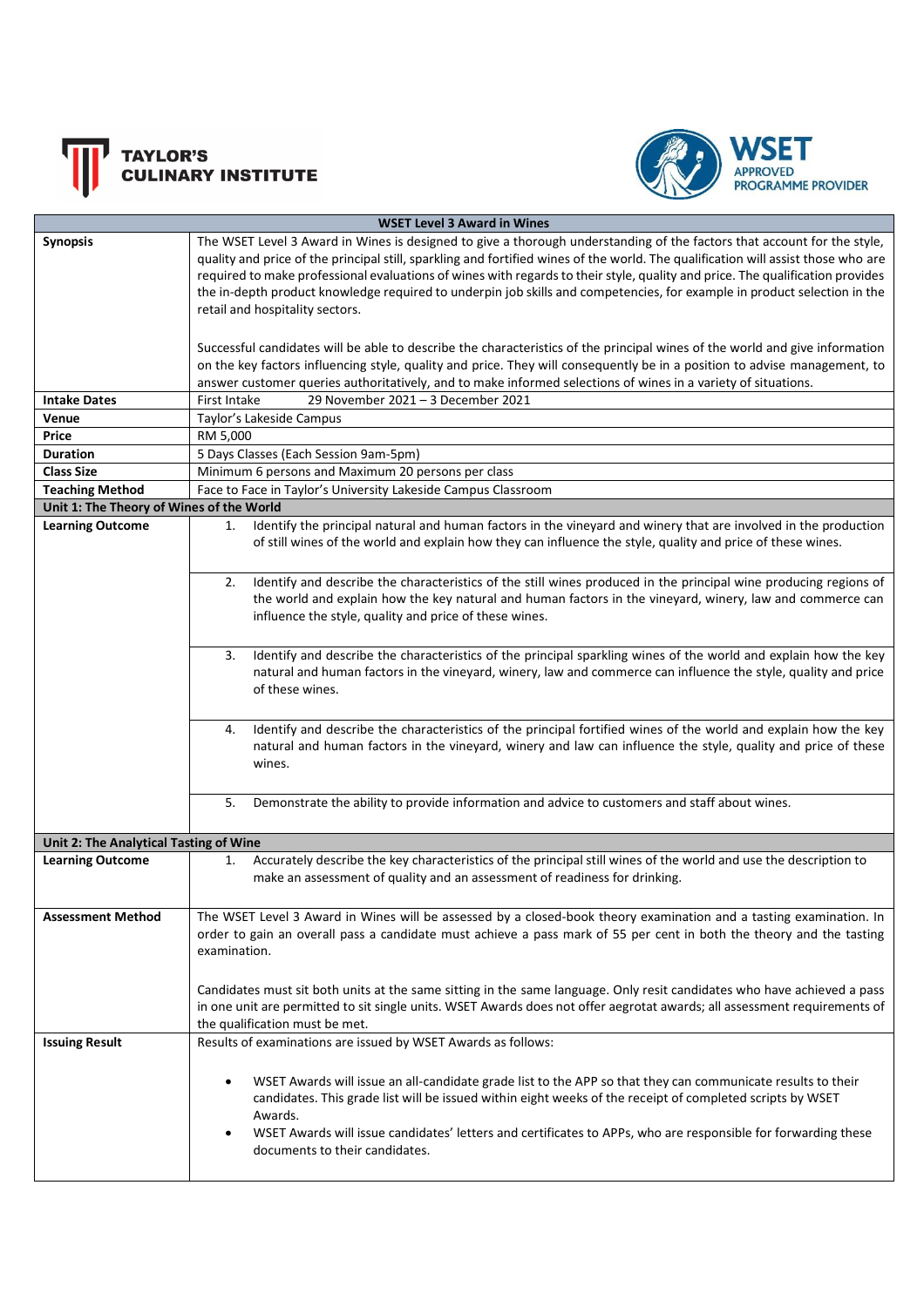TAYLOR'S CULINARY INSTITUTE

WSET APPROVED PROGRAMME PROVIDER

| WSET Level 3 Award in Wines | |
|---|---|
| **Synopsis** | The WSET Level 3 Award in Wines is designed to give a thorough understanding of the factors that account for the style, quality and price of the principal still, sparkling and fortified wines of the world. The qualification will assist those who are required to make professional evaluations of wines with regards to their style, quality and price. The qualification provides the in-depth product knowledge required to underpin job skills and competencies, for example in product selection in the retail and hospitality sectors.<br><br>Successful candidates will be able to describe the characteristics of the principal wines of the world and give information on the key factors influencing style, quality and price. They will consequently be in a position to advise management, to answer customer queries authoritatively, and to make informed selections of wines in a variety of situations. |
| **Intake Dates** | First Intake 29 November 2021 – 3 December 2021 |
| **Venue** | Taylor's Lakeside Campus |
| **Price** | RM 5,000 |
| **Duration** | 5 Days Classes (Each Session 9am-5pm) |
| **Class Size** | Minimum 6 persons and Maximum 20 persons per class |
| **Teaching Method** | Face to Face in Taylor's University Lakeside Campus Classroom |
| **Unit 1: The Theory of Wines of the World** | |
| **Learning Outcome** | 1. Identify the principal natural and human factors in the vineyard and winery that are involved in the production of still wines of the world and explain how they can influence the style, quality and price of these wines.<br><br>2. Identify and describe the characteristics of the still wines produced in the principal wine producing regions of the world and explain how the key natural and human factors in the vineyard, winery, law and commerce can influence the style, quality and price of these wines.<br><br>3. Identify and describe the characteristics of the principal sparkling wines of the world and explain how the key natural and human factors in the vineyard, winery, law and commerce can influence the style, quality and price of these wines.<br><br>4. Identify and describe the characteristics of the principal fortified wines of the world and explain how the key natural and human factors in the vineyard, winery and law can influence the style, quality and price of these wines.<br><br>5. Demonstrate the ability to provide information and advice to customers and staff about wines. |
| **Unit 2: The Analytical Tasting of Wine** | |
| **Learning Outcome** | 1. Accurately describe the key characteristics of the principal still wines of the world and use the description to make an assessment of quality and an assessment of readiness for drinking. |
| **Assessment Method** | The WSET Level 3 Award in Wines will be assessed by a closed-book theory examination and a tasting examination. In order to gain an overall pass a candidate must achieve a pass mark of 55 per cent in both the theory and the tasting examination.<br><br>Candidates must sit both units at the same sitting in the same language. Only resit candidates who have achieved a pass in one unit are permitted to sit single units. WSET Awards does not offer aegrotat awards; all assessment requirements of the qualification must be met. |
| **Issuing Result** | Results of examinations are issued by WSET Awards as follows:<br><br>• WSET Awards will issue an all-candidate grade list to the APP so that they can communicate results to their candidates. This grade list will be issued within eight weeks of the receipt of completed scripts by WSET Awards.<br>• WSET Awards will issue candidates' letters and certificates to APPs, who are responsible for forwarding these documents to their candidates. |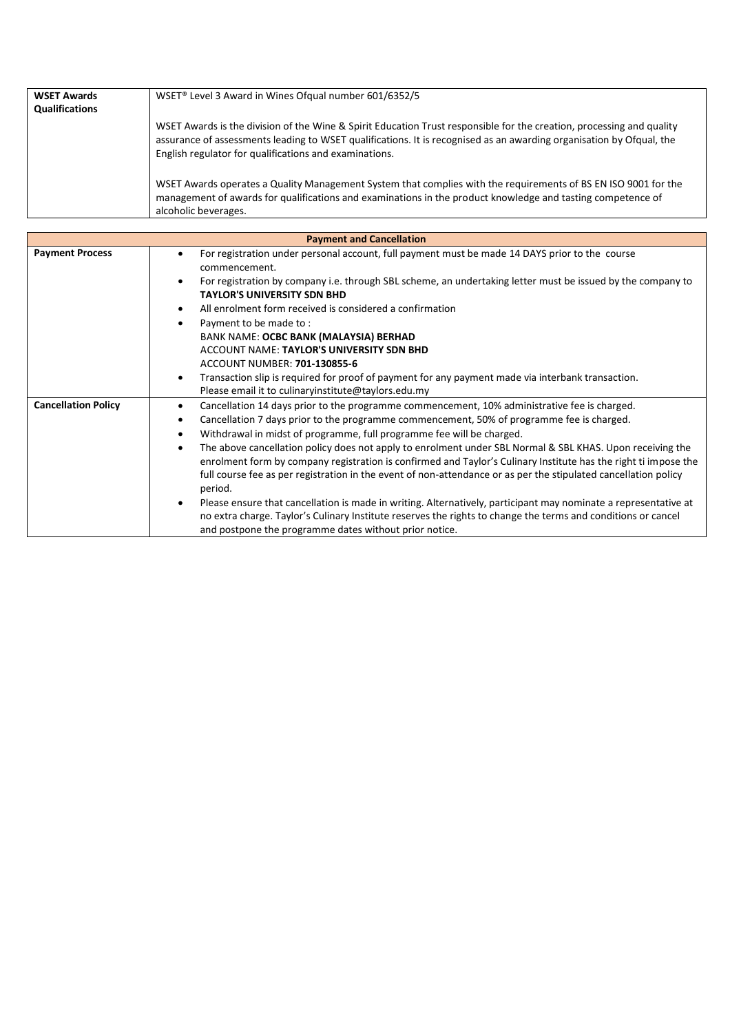| | |
|---|---|
| **WSET Awards Qualifications** | WSET® Level 3 Award in Wines Ofqual number 601/6352/5<br><br>WSET Awards is the division of the Wine & Spirit Education Trust responsible for the creation, processing and quality assurance of assessments leading to WSET qualifications. It is recognised as an awarding organisation by Ofqual, the English regulator for qualifications and examinations.<br><br>WSET Awards operates a Quality Management System that complies with the requirements of BS EN ISO 9001 for the management of awards for qualifications and examinations in the product knowledge and tasting competence of alcoholic beverages. |

| **Payment and Cancellation** | |
|---|---|
| **Payment Process** | • For registration under personal account, full payment must be made 14 DAYS prior to the course commencement.<br>• For registration by company i.e. through SBL scheme, an undertaking letter must be issued by the company to **TAYLOR'S UNIVERSITY SDN BHD**<br>• All enrolment form received is considered a confirmation<br>• Payment to be made to :<br>BANK NAME: **OCBC BANK (MALAYSIA) BERHAD**<br>ACCOUNT NAME: **TAYLOR'S UNIVERSITY SDN BHD**<br>ACCOUNT NUMBER: **701-130855-6**<br>• Transaction slip is required for proof of payment for any payment made via interbank transaction. Please email it to culinaryinstitute@taylors.edu.my |
| **Cancellation Policy** | • Cancellation 14 days prior to the programme commencement, 10% administrative fee is charged.<br>• Cancellation 7 days prior to the programme commencement, 50% of programme fee is charged.<br>• Withdrawal in midst of programme, full programme fee will be charged.<br>• The above cancellation policy does not apply to enrolment under SBL Normal & SBL KHAS. Upon receiving the enrolment form by company registration is confirmed and Taylor's Culinary Institute has the right ti impose the full course fee as per registration in the event of non-attendance or as per the stipulated cancellation policy period.<br>• Please ensure that cancellation is made in writing. Alternatively, participant may nominate a representative at no extra charge. Taylor's Culinary Institute reserves the rights to change the terms and conditions or cancel and postpone the programme dates without prior notice. |